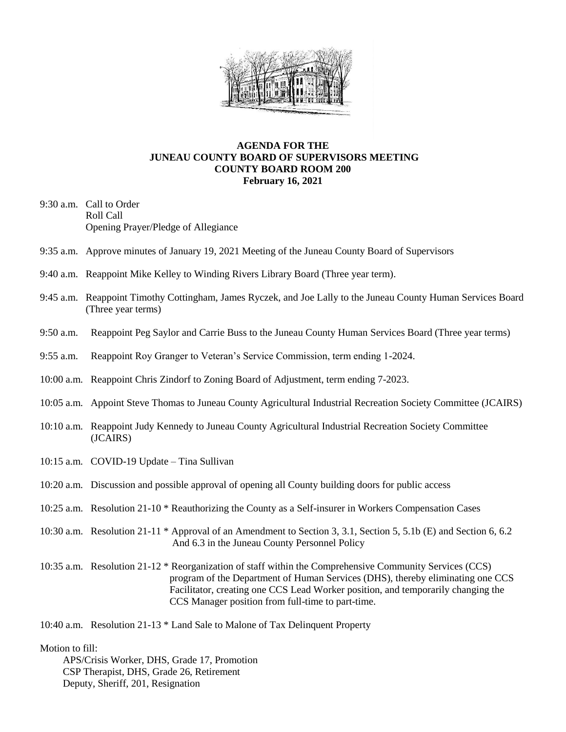# AGENDA FOR THE JUNEAU COUNTY BOARD OF SUPERVISORS MEETING
## COUNTY BOARD ROOM 200
## February 16, 2021

9:30 a.m. Call to Order
Roll Call
Opening Prayer/Pledge of Allegiance

9:35 a.m. Approve minutes of January 19, 2021 Meeting of the Juneau County Board of Supervisors

9:40 a.m. Reappoint Mike Kelley to Winding Rivers Library Board (Three year term).

9:45 a.m. Reappoint Timothy Cottingham, James Ryczek, and Joe Lally to the Juneau County Human Services Board (Three year terms)

9:50 a.m. Reappoint Peg Saylor and Carrie Buss to the Juneau County Human Services Board (Three year terms)

9:55 a.m. Reappoint Roy Granger to Veteran's Service Commission, term ending 1-2024.

10:00 a.m. Reappoint Chris Zindorf to Zoning Board of Adjustment, term ending 7-2023.

10:05 a.m. Appoint Steve Thomas to Juneau County Agricultural Industrial Recreation Society Committee (JCAIRS)

10:10 a.m. Reappoint Judy Kennedy to Juneau County Agricultural Industrial Recreation Society Committee (JCAIRS)

10:15 a.m. COVID-19 Update – Tina Sullivan

10:20 a.m. Discussion and possible approval of opening all County building doors for public access

10:25 a.m. Resolution 21-10 * Reauthorizing the County as a Self-insurer in Workers Compensation Cases

10:30 a.m. Resolution 21-11 * Approval of an Amendment to Section 3, 3.1, Section 5, 5.1b (E) and Section 6, 6.2 And 6.3 in the Juneau County Personnel Policy

10:35 a.m. Resolution 21-12 * Reorganization of staff within the Comprehensive Community Services (CCS) program of the Department of Human Services (DHS), thereby eliminating one CCS Facilitator, creating one CCS Lead Worker position, and temporarily changing the CCS Manager position from full-time to part-time.

10:40 a.m. Resolution 21-13 * Land Sale to Malone of Tax Delinquent Property

Motion to fill:
- APS/Crisis Worker, DHS, Grade 17, Promotion
- CSP Therapist, DHS, Grade 26, Retirement
- Deputy, Sheriff, 201, Resignation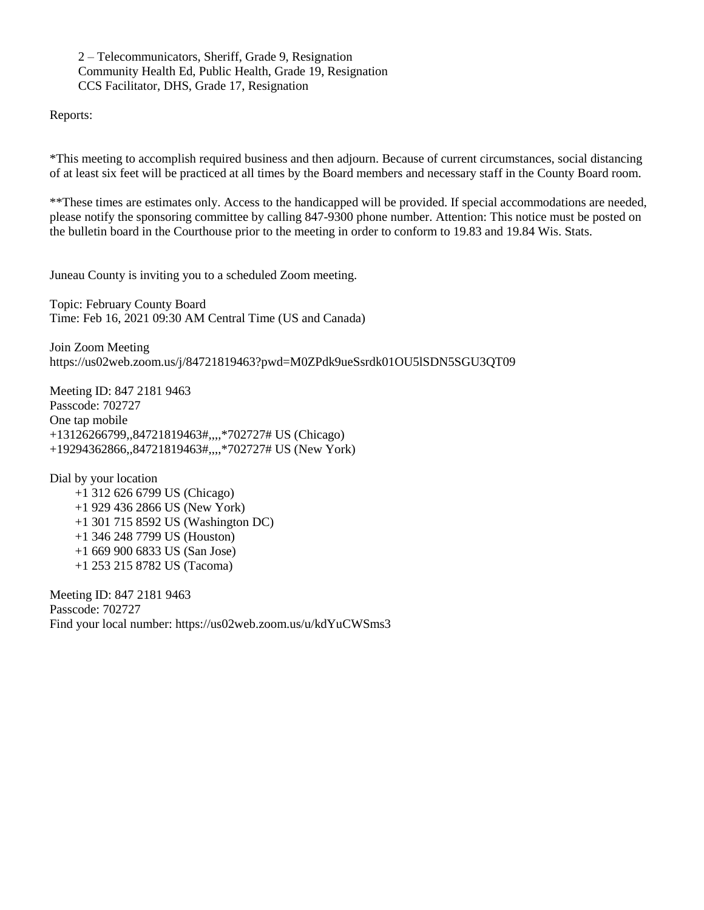2 – Telecommunicators, Sheriff, Grade 9, Resignation
Community Health Ed, Public Health, Grade 19, Resignation
CCS Facilitator, DHS, Grade 17, Resignation

Reports:

*This meeting to accomplish required business and then adjourn. Because of current circumstances, social distancing of at least six feet will be practiced at all times by the Board members and necessary staff in the County Board room.

**These times are estimates only. Access to the handicapped will be provided. If special accommodations are needed, please notify the sponsoring committee by calling 847-9300 phone number. Attention: This notice must be posted on the bulletin board in the Courthouse prior to the meeting in order to conform to 19.83 and 19.84 Wis. Stats.

Juneau County is inviting you to a scheduled Zoom meeting.

Topic: February County Board
Time: Feb 16, 2021 09:30 AM Central Time (US and Canada)

Join Zoom Meeting
https://us02web.zoom.us/j/84721819463?pwd=M0ZPdk9ueSsrdk01OU5lSDN5SGU3QT09

Meeting ID: 847 2181 9463
Passcode: 702727
One tap mobile
+13126266799,,84721819463#,,,,*702727# US (Chicago)
+19294362866,,84721819463#,,,,*702727# US (New York)

Dial by your location
+1 312 626 6799 US (Chicago)
+1 929 436 2866 US (New York)
+1 301 715 8592 US (Washington DC)
+1 346 248 7799 US (Houston)
+1 669 900 6833 US (San Jose)
+1 253 215 8782 US (Tacoma)

Meeting ID: 847 2181 9463
Passcode: 702727
Find your local number: https://us02web.zoom.us/u/kdYuCWSms3